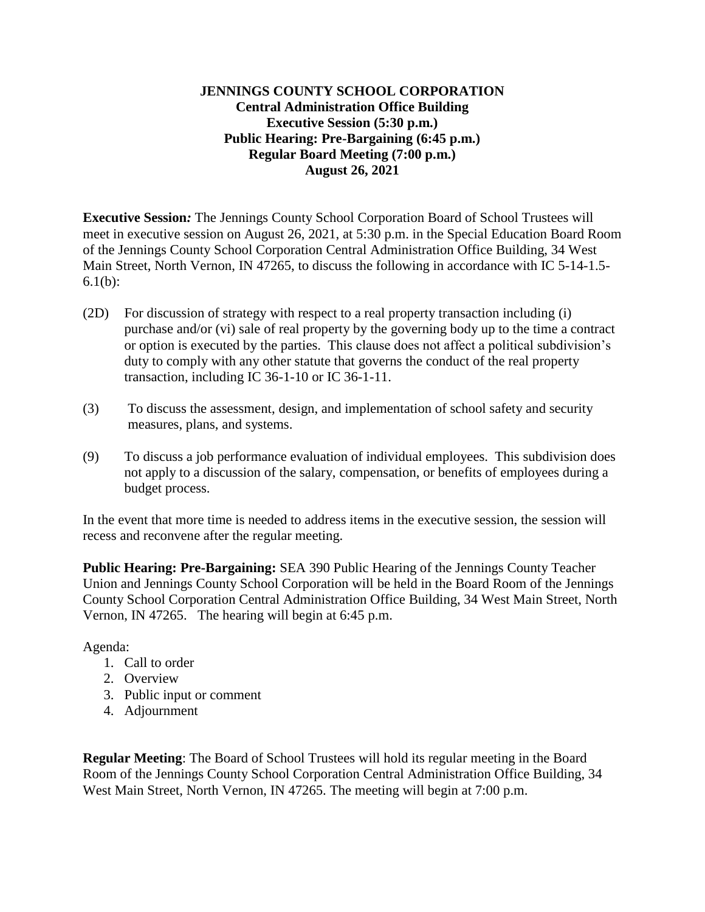# JENNINGS COUNTY SCHOOL CORPORATION
## Central Administration Office Building
## Executive Session (5:30 p.m.)
## Public Hearing: Pre-Bargaining (6:45 p.m.)
## Regular Board Meeting (7:00 p.m.)
## August 26, 2021

**Executive Session***:* The Jennings County School Corporation Board of School Trustees will meet in executive session on August 26, 2021, at 5:30 p.m. in the Special Education Board Room of the Jennings County School Corporation Central Administration Office Building, 34 West Main Street, North Vernon, IN 47265, to discuss the following in accordance with IC 5-14-1.5-6.1(b):

(2D) For discussion of strategy with respect to a real property transaction including (i) purchase and/or (vi) sale of real property by the governing body up to the time a contract or option is executed by the parties. This clause does not affect a political subdivision's duty to comply with any other statute that governs the conduct of the real property transaction, including IC 36-1-10 or IC 36-1-11.

(3) To discuss the assessment, design, and implementation of school safety and security measures, plans, and systems.

(9) To discuss a job performance evaluation of individual employees. This subdivision does not apply to a discussion of the salary, compensation, or benefits of employees during a budget process.

In the event that more time is needed to address items in the executive session, the session will recess and reconvene after the regular meeting.

**Public Hearing: Pre-Bargaining:** SEA 390 Public Hearing of the Jennings County Teacher Union and Jennings County School Corporation will be held in the Board Room of the Jennings County School Corporation Central Administration Office Building, 34 West Main Street, North Vernon, IN 47265. The hearing will begin at 6:45 p.m.

Agenda:

1. Call to order
2. Overview
3. Public input or comment
4. Adjournment

**Regular Meeting**: The Board of School Trustees will hold its regular meeting in the Board Room of the Jennings County School Corporation Central Administration Office Building, 34 West Main Street, North Vernon, IN 47265. The meeting will begin at 7:00 p.m.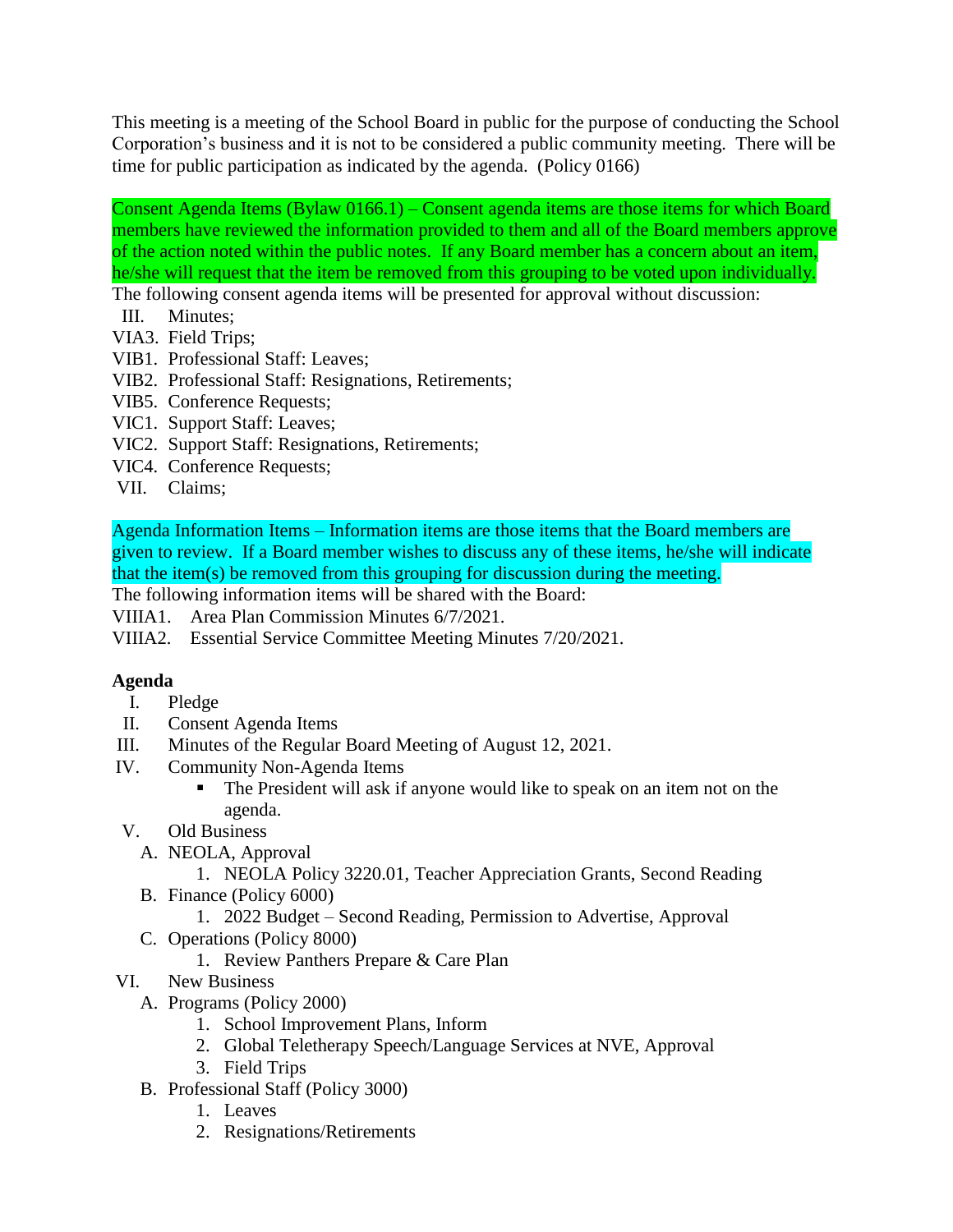This meeting is a meeting of the School Board in public for the purpose of conducting the School Corporation's business and it is not to be considered a public community meeting. There will be time for public participation as indicated by the agenda. (Policy 0166)

Consent Agenda Items (Bylaw 0166.1) – Consent agenda items are those items for which Board members have reviewed the information provided to them and all of the Board members approve of the action noted within the public notes. If any Board member has a concern about an item, he/she will request that the item be removed from this grouping to be voted upon individually.
The following consent agenda items will be presented for approval without discussion:

III. Minutes;
VIA3. Field Trips;
VIB1. Professional Staff: Leaves;
VIB2. Professional Staff: Resignations, Retirements;
VIB5. Conference Requests;
VIC1. Support Staff: Leaves;
VIC2. Support Staff: Resignations, Retirements;
VIC4. Conference Requests;
VII. Claims;

Agenda Information Items – Information items are those items that the Board members are given to review. If a Board member wishes to discuss any of these items, he/she will indicate that the item(s) be removed from this grouping for discussion during the meeting.
The following information items will be shared with the Board:

VIIIA1. Area Plan Commission Minutes 6/7/2021.
VIIIA2. Essential Service Committee Meeting Minutes 7/20/2021.

**Agenda**

I. Pledge
II. Consent Agenda Items
III. Minutes of the Regular Board Meeting of August 12, 2021.
IV. Community Non-Agenda Items
   - The President will ask if anyone would like to speak on an item not on the agenda.

V. Old Business
   A. NEOLA, Approval
      1. NEOLA Policy 3220.01, Teacher Appreciation Grants, Second Reading
   B. Finance (Policy 6000)
      1. 2022 Budget – Second Reading, Permission to Advertise, Approval
   C. Operations (Policy 8000)
      1. Review Panthers Prepare & Care Plan

VI. New Business
   A. Programs (Policy 2000)
      1. School Improvement Plans, Inform
      2. Global Teletherapy Speech/Language Services at NVE, Approval
      3. Field Trips
   B. Professional Staff (Policy 3000)
      1. Leaves
      2. Resignations/Retirements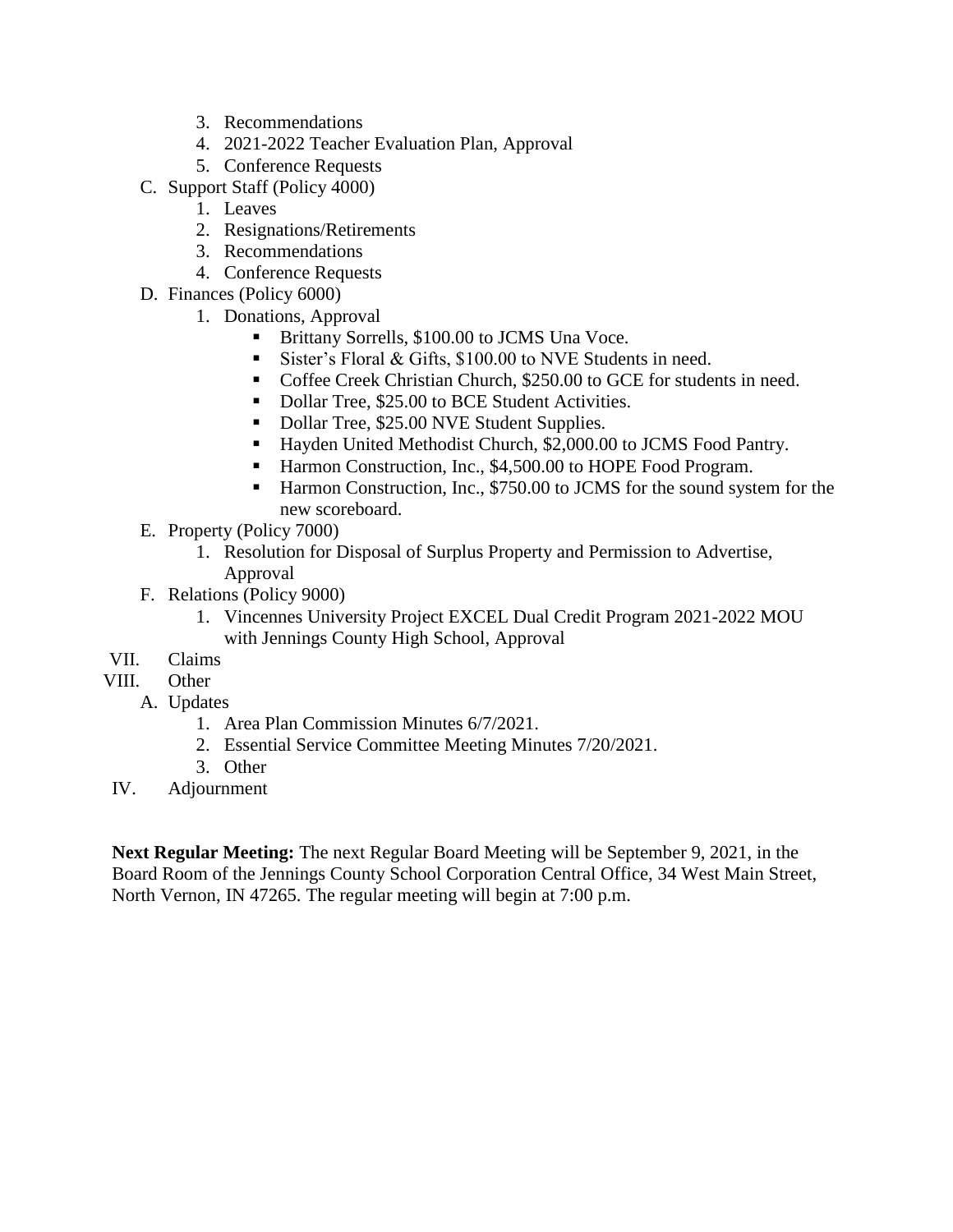3. Recommendations
4. 2021-2022 Teacher Evaluation Plan, Approval
5. Conference Requests

C. Support Staff (Policy 4000)
1. Leaves
2. Resignations/Retirements
3. Recommendations
4. Conference Requests

D. Finances (Policy 6000)
1. Donations, Approval
   - Brittany Sorrells, $100.00 to JCMS Una Voce.
   - Sister's Floral & Gifts, $100.00 to NVE Students in need.
   - Coffee Creek Christian Church, $250.00 to GCE for students in need.
   - Dollar Tree, $25.00 to BCE Student Activities.
   - Dollar Tree, $25.00 NVE Student Supplies.
   - Hayden United Methodist Church, $2,000.00 to JCMS Food Pantry.
   - Harmon Construction, Inc., $4,500.00 to HOPE Food Program.
   - Harmon Construction, Inc., $750.00 to JCMS for the sound system for the new scoreboard.

E. Property (Policy 7000)
1. Resolution for Disposal of Surplus Property and Permission to Advertise, Approval

F. Relations (Policy 9000)
1. Vincennes University Project EXCEL Dual Credit Program 2021-2022 MOU with Jennings County High School, Approval

VII. Claims

VIII. Other

A. Updates
1. Area Plan Commission Minutes 6/7/2021.
2. Essential Service Committee Meeting Minutes 7/20/2021.
3. Other

IV. Adjournment

**Next Regular Meeting:** The next Regular Board Meeting will be September 9, 2021, in the Board Room of the Jennings County School Corporation Central Office, 34 West Main Street, North Vernon, IN 47265. The regular meeting will begin at 7:00 p.m.